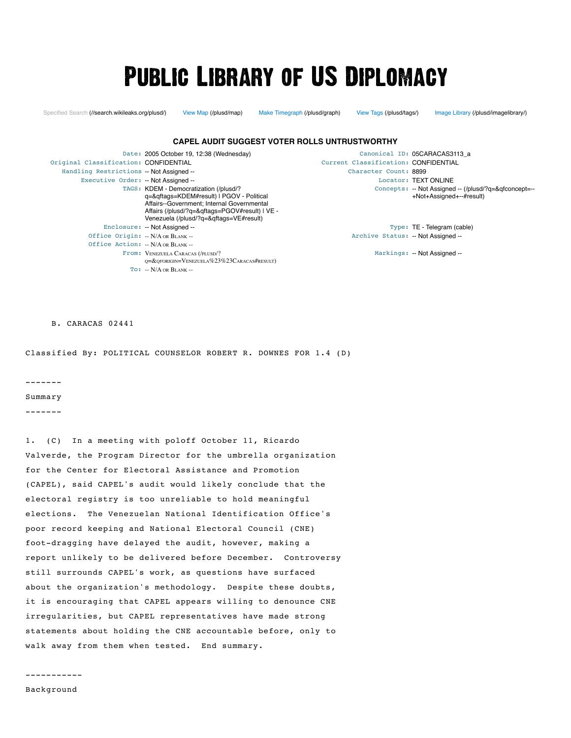# Public Library of US Diplomacy

Specified Search (//search.wikileaks.org/plusd/) View Map (/plusd/map) Make Timegraph (/plusd/graph) View Tags (/plusd/tags/) Image Library (/plusd/imagelibrary/)

## CAPEL AUDIT SUGGEST VOTER ROLLS UNTRUSTWORTHY

| | | | |
|---|---|---|---|
| Date: | 2005 October 19, 12:38 (Wednesday) | Canonical ID: | 05CARACAS3113_a |
| Original Classification: | CONFIDENTIAL | Current Classification: | CONFIDENTIAL |
| Handling Restrictions | -- Not Assigned -- | Character Count: | 8899 |
| Executive Order: | -- Not Assigned -- | Locator: | TEXT ONLINE |
| TAGS: | KDEM - Democratization (/plusd/?q=&qftags=KDEM#result) \| PGOV - Political Affairs--Government; Internal Governmental Affairs (/plusd/?q=&qftags=PGOV#result) \| VE - Venezuela (/plusd/?q=&qftags=VE#result) | Concepts: | -- Not Assigned -- (/plusd/?q=&qfconcept=--+Not+Assigned+--#result) |
| Enclosure: | -- Not Assigned -- | Type: | TE - Telegram (cable) |
| Office Origin: | -- N/A or Blank -- | Archive Status: | -- Not Assigned -- |
| Office Action: | -- N/A or Blank -- | | |
| From: | Venezuela Caracas (/plusd/?q=&qforigin=Venezuela%23%23Caracas#result) | Markings: | -- Not Assigned -- |
| To: | -- N/A or Blank -- | | |

B. CARACAS 02441

Classified By: POLITICAL COUNSELOR ROBERT R. DOWNES FOR 1.4 (D)

-------

Summary

-------

1. (C) In a meeting with poloff October 11, Ricardo Valverde, the Program Director for the umbrella organization for the Center for Electoral Assistance and Promotion (CAPEL), said CAPEL's audit would likely conclude that the electoral registry is too unreliable to hold meaningful elections. The Venezuelan National Identification Office's poor record keeping and National Electoral Council (CNE) foot-dragging have delayed the audit, however, making a report unlikely to be delivered before December. Controversy still surrounds CAPEL's work, as questions have surfaced about the organization's methodology. Despite these doubts, it is encouraging that CAPEL appears willing to denounce CNE irregularities, but CAPEL representatives have made strong statements about holding the CNE accountable before, only to walk away from them when tested. End summary.

-----------

Background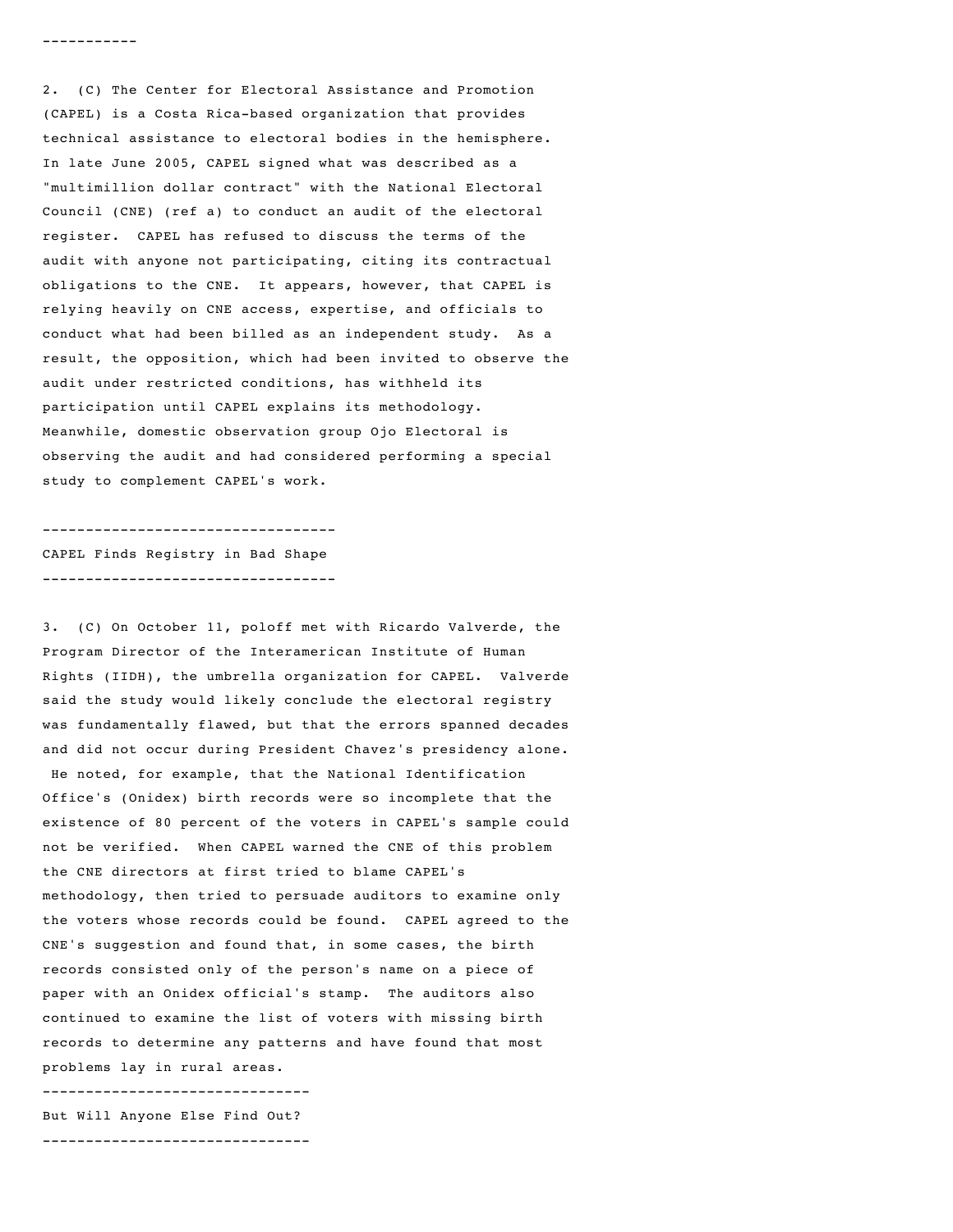-----------

2. (C) The Center for Electoral Assistance and Promotion (CAPEL) is a Costa Rica-based organization that provides technical assistance to electoral bodies in the hemisphere. In late June 2005, CAPEL signed what was described as a "multimillion dollar contract" with the National Electoral Council (CNE) (ref a) to conduct an audit of the electoral register. CAPEL has refused to discuss the terms of the audit with anyone not participating, citing its contractual obligations to the CNE. It appears, however, that CAPEL is relying heavily on CNE access, expertise, and officials to conduct what had been billed as an independent study. As a result, the opposition, which had been invited to observe the audit under restricted conditions, has withheld its participation until CAPEL explains its methodology. Meanwhile, domestic observation group Ojo Electoral is observing the audit and had considered performing a special study to complement CAPEL's work.

---------------------------------

## CAPEL Finds Registry in Bad Shape

---------------------------------

3. (C) On October 11, poloff met with Ricardo Valverde, the Program Director of the Interamerican Institute of Human Rights (IIDH), the umbrella organization for CAPEL. Valverde said the study would likely conclude the electoral registry was fundamentally flawed, but that the errors spanned decades and did not occur during President Chavez's presidency alone. He noted, for example, that the National Identification Office's (Onidex) birth records were so incomplete that the existence of 80 percent of the voters in CAPEL's sample could not be verified. When CAPEL warned the CNE of this problem the CNE directors at first tried to blame CAPEL's methodology, then tried to persuade auditors to examine only the voters whose records could be found. CAPEL agreed to the CNE's suggestion and found that, in some cases, the birth records consisted only of the person's name on a piece of paper with an Onidex official's stamp. The auditors also continued to examine the list of voters with missing birth records to determine any patterns and have found that most problems lay in rural areas.

------------------------------

## But Will Anyone Else Find Out?

------------------------------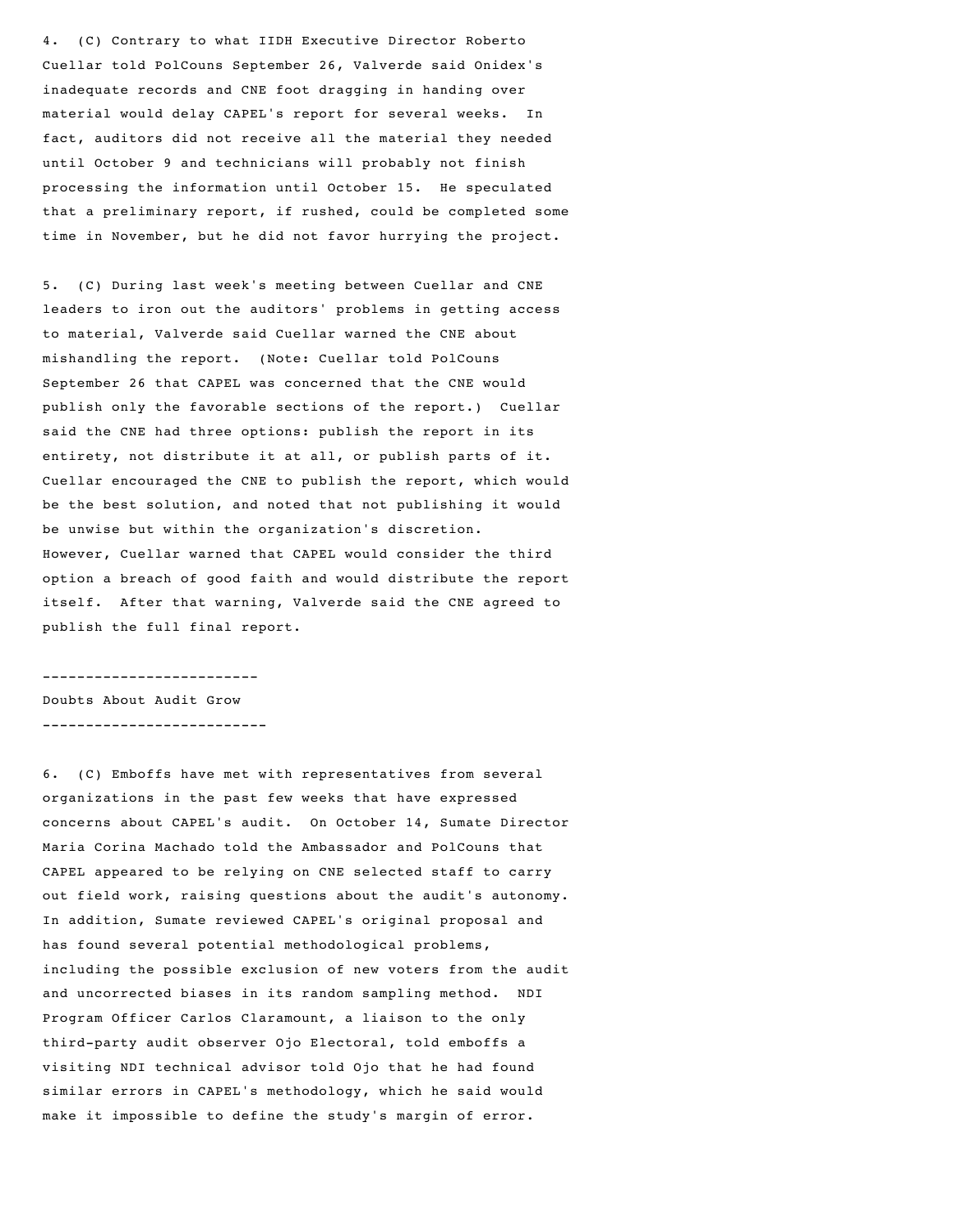4. (C) Contrary to what IIDH Executive Director Roberto Cuellar told PolCouns September 26, Valverde said Onidex's inadequate records and CNE foot dragging in handing over material would delay CAPEL's report for several weeks. In fact, auditors did not receive all the material they needed until October 9 and technicians will probably not finish processing the information until October 15. He speculated that a preliminary report, if rushed, could be completed some time in November, but he did not favor hurrying the project.

5. (C) During last week's meeting between Cuellar and CNE leaders to iron out the auditors' problems in getting access to material, Valverde said Cuellar warned the CNE about mishandling the report. (Note: Cuellar told PolCouns September 26 that CAPEL was concerned that the CNE would publish only the favorable sections of the report.) Cuellar said the CNE had three options: publish the report in its entirety, not distribute it at all, or publish parts of it. Cuellar encouraged the CNE to publish the report, which would be the best solution, and noted that not publishing it would be unwise but within the organization's discretion. However, Cuellar warned that CAPEL would consider the third option a breach of good faith and would distribute the report itself. After that warning, Valverde said the CNE agreed to publish the full final report.

## Doubts About Audit Grow

6. (C) Emboffs have met with representatives from several organizations in the past few weeks that have expressed concerns about CAPEL's audit. On October 14, Sumate Director Maria Corina Machado told the Ambassador and PolCouns that CAPEL appeared to be relying on CNE selected staff to carry out field work, raising questions about the audit's autonomy. In addition, Sumate reviewed CAPEL's original proposal and has found several potential methodological problems, including the possible exclusion of new voters from the audit and uncorrected biases in its random sampling method. NDI Program Officer Carlos Claramount, a liaison to the only third-party audit observer Ojo Electoral, told emboffs a visiting NDI technical advisor told Ojo that he had found similar errors in CAPEL's methodology, which he said would make it impossible to define the study's margin of error.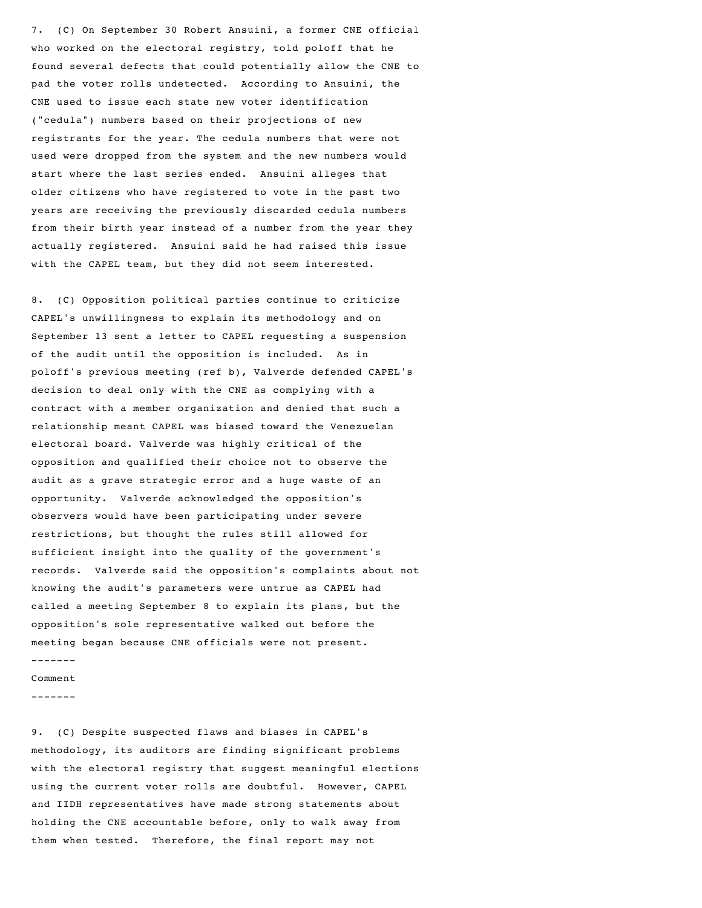7. (C) On September 30 Robert Ansuini, a former CNE official who worked on the electoral registry, told poloff that he found several defects that could potentially allow the CNE to pad the voter rolls undetected. According to Ansuini, the CNE used to issue each state new voter identification ("cedula") numbers based on their projections of new registrants for the year. The cedula numbers that were not used were dropped from the system and the new numbers would start where the last series ended. Ansuini alleges that older citizens who have registered to vote in the past two years are receiving the previously discarded cedula numbers from their birth year instead of a number from the year they actually registered. Ansuini said he had raised this issue with the CAPEL team, but they did not seem interested.

8. (C) Opposition political parties continue to criticize CAPEL's unwillingness to explain its methodology and on September 13 sent a letter to CAPEL requesting a suspension of the audit until the opposition is included. As in poloff's previous meeting (ref b), Valverde defended CAPEL's decision to deal only with the CNE as complying with a contract with a member organization and denied that such a relationship meant CAPEL was biased toward the Venezuelan electoral board. Valverde was highly critical of the opposition and qualified their choice not to observe the audit as a grave strategic error and a huge waste of an opportunity. Valverde acknowledged the opposition's observers would have been participating under severe restrictions, but thought the rules still allowed for sufficient insight into the quality of the government's records. Valverde said the opposition's complaints about not knowing the audit's parameters were untrue as CAPEL had called a meeting September 8 to explain its plans, but the opposition's sole representative walked out before the meeting began because CNE officials were not present.

## Comment

9. (C) Despite suspected flaws and biases in CAPEL's methodology, its auditors are finding significant problems with the electoral registry that suggest meaningful elections using the current voter rolls are doubtful. However, CAPEL and IIDH representatives have made strong statements about holding the CNE accountable before, only to walk away from them when tested. Therefore, the final report may not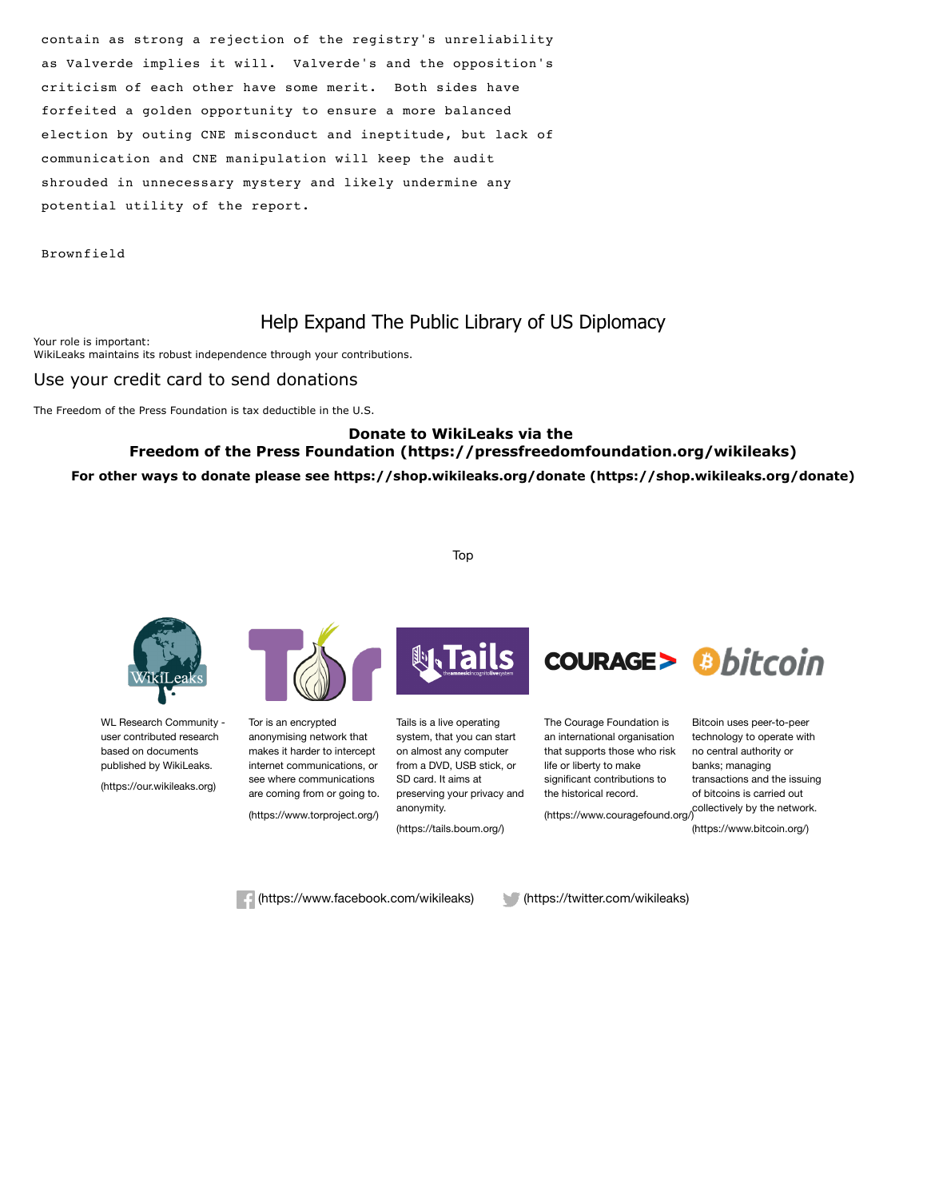contain as strong a rejection of the registry's unreliability as Valverde implies it will. Valverde's and the opposition's criticism of each other have some merit. Both sides have forfeited a golden opportunity to ensure a more balanced election by outing CNE misconduct and ineptitude, but lack of communication and CNE manipulation will keep the audit shrouded in unnecessary mystery and likely undermine any potential utility of the report.

Brownfield

## Help Expand The Public Library of US Diplomacy

Your role is important:
WikiLeaks maintains its robust independence through your contributions.

### Use your credit card to send donations

The Freedom of the Press Foundation is tax deductible in the U.S.

**Donate to WikiLeaks via the Freedom of the Press Foundation (https://pressfreedomfoundation.org/wikileaks)**

**For other ways to donate please see https://shop.wikileaks.org/donate (https://shop.wikileaks.org/donate)**

Top

WL Research Community - user contributed research based on documents published by WikiLeaks.

(https://our.wikileaks.org)

Tor is an encrypted anonymising network that makes it harder to intercept internet communications, or see where communications are coming from or going to.

(https://www.torproject.org/)

Tails is a live operating system, that you can start on almost any computer from a DVD, USB stick, or SD card. It aims at preserving your privacy and anonymity.

(https://tails.boum.org/)

The Courage Foundation is an international organisation that supports those who risk life or liberty to make significant contributions to the historical record.

(https://www.couragefound.org/)

Bitcoin uses peer-to-peer technology to operate with no central authority or banks; managing transactions and the issuing of bitcoins is carried out collectively by the network.

(https://www.bitcoin.org/)

(https://www.facebook.com/wikileaks) (https://twitter.com/wikileaks)